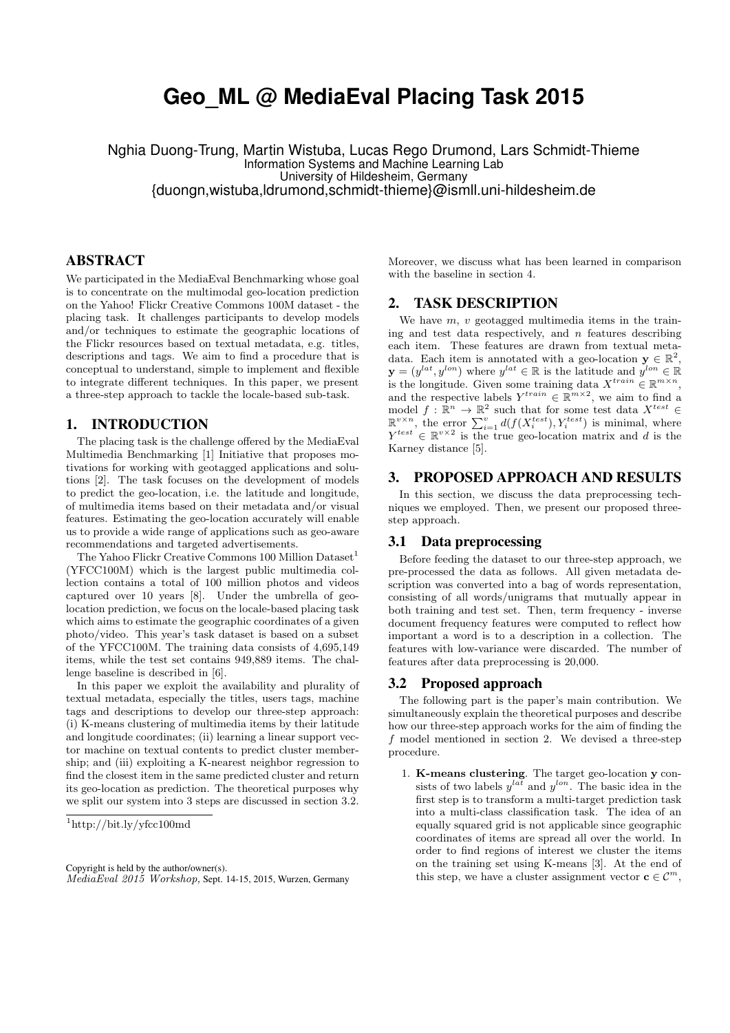# Geo_ML @ MediaEval Placing Task 2015

Nghia Duong-Trung, Martin Wistuba, Lucas Rego Drumond, Lars Schmidt-Thieme
Information Systems and Machine Learning Lab
University of Hildesheim, Germany
{duongn,wistuba,ldrumond,schmidt-thieme}@ismll.uni-hildesheim.de

## ABSTRACT

We participated in the MediaEval Benchmarking whose goal is to concentrate on the multimodal geo-location prediction on the Yahoo! Flickr Creative Commons 100M dataset - the placing task. It challenges participants to develop models and/or techniques to estimate the geographic locations of the Flickr resources based on textual metadata, e.g. titles, descriptions and tags. We aim to find a procedure that is conceptual to understand, simple to implement and flexible to integrate different techniques. In this paper, we present a three-step approach to tackle the locale-based sub-task.

## 1. INTRODUCTION

The placing task is the challenge offered by the MediaEval Multimedia Benchmarking [1] Initiative that proposes motivations for working with geotagged applications and solutions [2]. The task focuses on the development of models to predict the geo-location, i.e. the latitude and longitude, of multimedia items based on their metadata and/or visual features. Estimating the geo-location accurately will enable us to provide a wide range of applications such as geo-aware recommendations and targeted advertisements.

The Yahoo Flickr Creative Commons 100 Million Dataset[1] (YFCC100M) which is the largest public multimedia collection contains a total of 100 million photos and videos captured over 10 years [8]. Under the umbrella of geo-location prediction, we focus on the locale-based placing task which aims to estimate the geographic coordinates of a given photo/video. This year's task dataset is based on a subset of the YFCC100M. The training data consists of 4,695,149 items, while the test set contains 949,889 items. The challenge baseline is described in [6].

In this paper we exploit the availability and plurality of textual metadata, especially the titles, users tags, machine tags and descriptions to develop our three-step approach: (i) K-means clustering of multimedia items by their latitude and longitude coordinates; (ii) learning a linear support vector machine on textual contents to predict cluster membership; and (iii) exploiting a K-nearest neighbor regression to find the closest item in the same predicted cluster and return its geo-location as prediction. The theoretical purposes why we split our system into 3 steps are discussed in section 3.2. Moreover, we discuss what has been learned in comparison with the baseline in section 4.

[1] http://bit.ly/yfcc100md

Copyright is held by the author/owner(s).
*MediaEval 2015 Workshop,* Sept. 14-15, 2015, Wurzen, Germany

## 2. TASK DESCRIPTION

We have $m$, $v$ geotagged multimedia items in the training and test data respectively, and $n$ features describing each item. These features are drawn from textual metadata. Each item is annotated with a geo-location $\mathbf{y} \in \mathbb{R}^2$, $\mathbf{y} = (y^{lat}, y^{lon})$ where $y^{lat} \in \mathbb{R}$ is the latitude and $y^{lon} \in \mathbb{R}$ is the longitude. Given some training data $X^{train} \in \mathbb{R}^{m \times n}$, and the respective labels $Y^{train} \in \mathbb{R}^{m \times 2}$, we aim to find a model $f : \mathbb{R}^n \to \mathbb{R}^2$ such that for some test data $X^{test} \in \mathbb{R}^{v \times n}$, the error $\sum_{i=1}^{v} d(f(X_i^{test}), Y_i^{test})$ is minimal, where $Y^{test} \in \mathbb{R}^{v \times 2}$ is the true geo-location matrix and $d$ is the Karney distance [5].

## 3. PROPOSED APPROACH AND RESULTS

In this section, we discuss the data preprocessing techniques we employed. Then, we present our proposed three-step approach.

### 3.1 Data preprocessing

Before feeding the dataset to our three-step approach, we pre-processed the data as follows. All given metadata description was converted into a bag of words representation, consisting of all words/unigrams that mutually appear in both training and test set. Then, term frequency - inverse document frequency features were computed to reflect how important a word is to a description in a collection. The features with low-variance were discarded. The number of features after data preprocessing is 20,000.

### 3.2 Proposed approach

The following part is the paper's main contribution. We simultaneously explain the theoretical purposes and describe how our three-step approach works for the aim of finding the $f$ model mentioned in section 2. We devised a three-step procedure.

1. **K-means clustering**. The target geo-location $\mathbf{y}$ consists of two labels $y^{lat}$ and $y^{lon}$. The basic idea in the first step is to transform a multi-target prediction task into a multi-class classification task. The idea of an equally squared grid is not applicable since geographic coordinates of items are spread all over the world. In order to find regions of interest we cluster the items on the training set using K-means [3]. At the end of this step, we have a cluster assignment vector $\mathbf{c} \in \mathcal{C}^m$,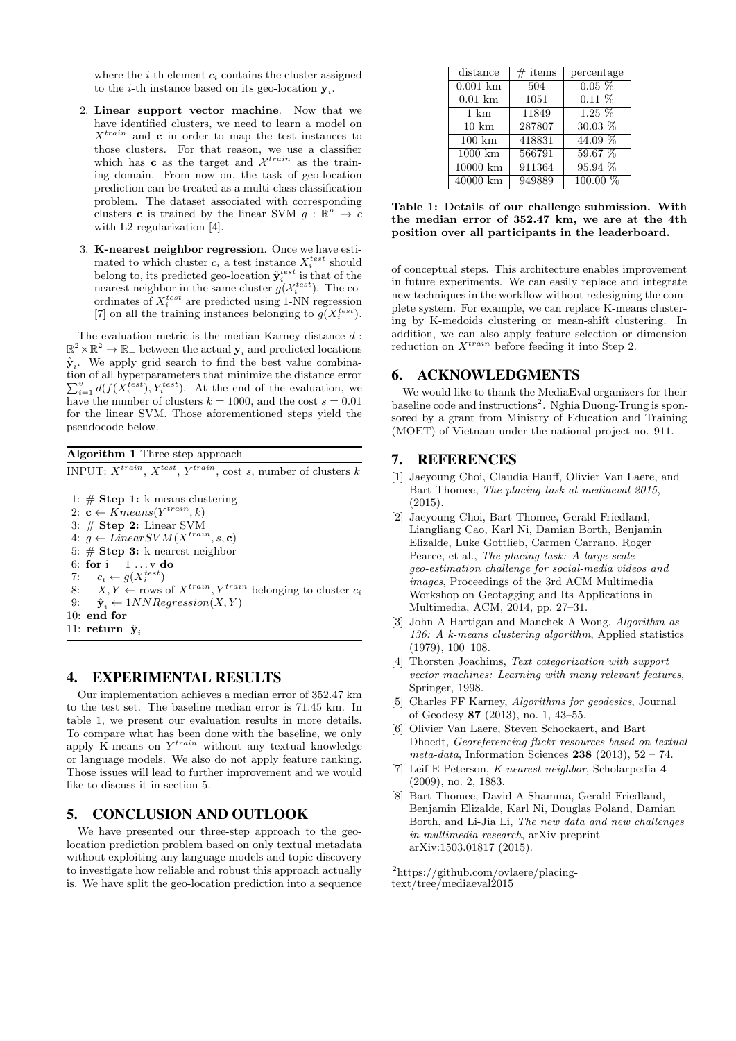where the $i$-th element $c_i$ contains the cluster assigned to the $i$-th instance based on its geo-location $\mathbf{y}_i$.

2. **Linear support vector machine**. Now that we have identified clusters, we need to learn a model on $X^{train}$ and $\mathbf{c}$ in order to map the test instances to those clusters. For that reason, we use a classifier which has $\mathbf{c}$ as the target and $\mathcal{X}^{train}$ as the training domain. From now on, the task of geo-location prediction can be treated as a multi-class classification problem. The dataset associated with corresponding clusters $\mathbf{c}$ is trained by the linear SVM $g : \mathbb{R}^n \to c$ with L2 regularization [4].

3. **K-nearest neighbor regression**. Once we have estimated to which cluster $c_i$ a test instance $X_i^{test}$ should belong to, its predicted geo-location $\hat{\mathbf{y}}_i^{test}$ is that of the nearest neighbor in the same cluster $g(\mathcal{X}_i^{test})$. The coordinates of $X_i^{test}$ are predicted using 1-NN regression [7] on all the training instances belonging to $g(X_i^{test})$.

The evaluation metric is the median Karney distance $d : \mathbb{R}^2 \times \mathbb{R}^2 \to \mathbb{R}_+$ between the actual $\mathbf{y}_i$ and predicted locations $\hat{\mathbf{y}}_i$. We apply grid search to find the best value combination of all hyperparameters that minimize the distance error $\sum_{i=1}^{v} d(f(X_i^{test}), Y_i^{test})$. At the end of the evaluation, we have the number of clusters $k = 1000$, and the cost $s = 0.01$ for the linear SVM. Those aforementioned steps yield the pseudocode below.

**Algorithm 1** Three-step approach

INPUT: $X^{train}$, $X^{test}$, $Y^{train}$, cost $s$, number of clusters $k$

```
1: # Step 1: k-means clustering
2: c ← Kmeans(Y^train, k)
3: # Step 2: Linear SVM
4: g ← LinearSVM(X^train, s, c)
5: # Step 3: k-nearest neighbor
6: for i = 1 ... v do
7:     c_i ← g(X_i^test)
8:     X, Y ← rows of X^train, Y^train belonging to cluster c_i
9:     ŷ_i ← 1NNRegression(X, Y)
10: end for
11: return ŷ_i
```

## 4. EXPERIMENTAL RESULTS

Our implementation achieves a median error of 352.47 km to the test set. The baseline median error is 71.45 km. In table 1, we present our evaluation results in more details. To compare what has been done with the baseline, we only apply K-means on $Y^{train}$ without any textual knowledge or language models. We also do not apply feature ranking. Those issues will lead to further improvement and we would like to discuss it in section 5.

| distance | # items | percentage |
|---|---|---|
| 0.001 km | 504 | 0.05 % |
| 0.01 km | 1051 | 0.11 % |
| 1 km | 11849 | 1.25 % |
| 10 km | 287807 | 30.03 % |
| 100 km | 418831 | 44.09 % |
| 1000 km | 566791 | 59.67 % |
| 10000 km | 911364 | 95.94 % |
| 40000 km | 949889 | 100.00 % |

**Table 1: Details of our challenge submission. With the median error of 352.47 km, we are at the 4th position over all participants in the leaderboard.**

## 5. CONCLUSION AND OUTLOOK

We have presented our three-step approach to the geo-location prediction problem based on only textual metadata without exploiting any language models and topic discovery to investigate how reliable and robust this approach actually is. We have split the geo-location prediction into a sequence of conceptual steps. This architecture enables improvement in future experiments. We can easily replace and integrate new techniques in the workflow without redesigning the complete system. For example, we can replace K-means clustering by K-medoids clustering or mean-shift clustering. In addition, we can also apply feature selection or dimension reduction on $X^{train}$ before feeding it into Step 2.

## 6. ACKNOWLEDGMENTS

We would like to thank the MediaEval organizers for their baseline code and instructions[2]. Nghia Duong-Trung is sponsored by a grant from Ministry of Education and Training (MOET) of Vietnam under the national project no. 911.

## 7. REFERENCES

[1] Jaeyoung Choi, Claudia Hauff, Olivier Van Laere, and Bart Thomee, *The placing task at mediaeval 2015*, (2015).

[2] Jaeyoung Choi, Bart Thomee, Gerald Friedland, Liangliang Cao, Karl Ni, Damian Borth, Benjamin Elizalde, Luke Gottlieb, Carmen Carrano, Roger Pearce, et al., *The placing task: A large-scale geo-estimation challenge for social-media videos and images*, Proceedings of the 3rd ACM Multimedia Workshop on Geotagging and Its Applications in Multimedia, ACM, 2014, pp. 27–31.

[3] John A Hartigan and Manchek A Wong, *Algorithm as 136: A k-means clustering algorithm*, Applied statistics (1979), 100–108.

[4] Thorsten Joachims, *Text categorization with support vector machines: Learning with many relevant features*, Springer, 1998.

[5] Charles FF Karney, *Algorithms for geodesics*, Journal of Geodesy **87** (2013), no. 1, 43–55.

[6] Olivier Van Laere, Steven Schockaert, and Bart Dhoedt, *Georeferencing flickr resources based on textual meta-data*, Information Sciences **238** (2013), 52 – 74.

[7] Leif E Peterson, *K-nearest neighbor*, Scholarpedia **4** (2009), no. 2, 1883.

[8] Bart Thomee, David A Shamma, Gerald Friedland, Benjamin Elizalde, Karl Ni, Douglas Poland, Damian Borth, and Li-Jia Li, *The new data and new challenges in multimedia research*, arXiv preprint arXiv:1503.01817 (2015).

[2] https://github.com/ovlaere/placing-text/tree/mediaeval2015